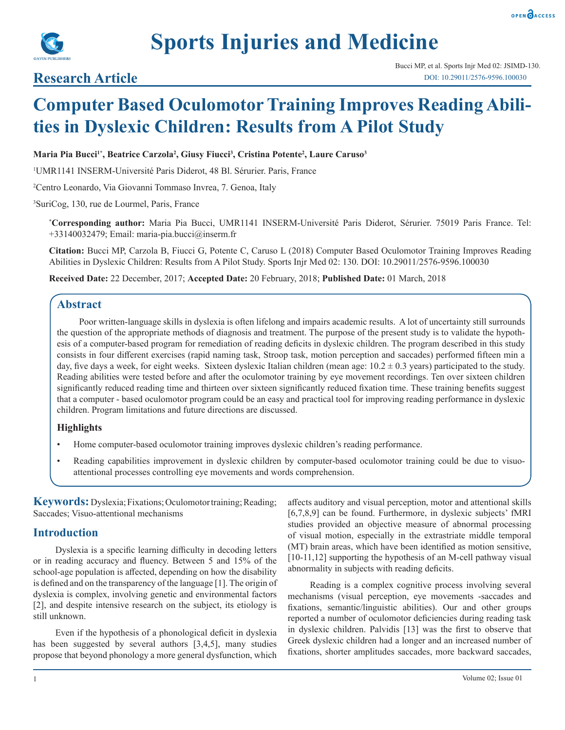**Research Article**

# Computer Based Oculomotor Training Improves Reading Abilities in Dyslexic Children: Results from A Pilot Study

**Maria Pia Bucci[1*], Beatrice Carzola[2], Giusy Fiucci[3], Cristina Potente[2], Laure Caruso[3]**

[1]UMR1141 INSERM-Université Paris Diderot, 48 Bl. Sérurier. Paris, France

[2]Centro Leonardo, Via Giovanni Tommaso Invrea, 7. Genoa, Italy

[3]SuriCog, 130, rue de Lourmel, Paris, France

[*]**Corresponding author:** Maria Pia Bucci, UMR1141 INSERM-Université Paris Diderot, Sérurier. 75019 Paris France. Tel: +33140032479; Email: maria-pia.bucci@inserm.fr

**Citation:** Bucci MP, Carzola B, Fiucci G, Potente C, Caruso L (2018) Computer Based Oculomotor Training Improves Reading Abilities in Dyslexic Children: Results from A Pilot Study. Sports Injr Med 02: 130. DOI: 10.29011/2576-9596.100030

**Received Date:** 22 December, 2017; **Accepted Date:** 20 February, 2018; **Published Date:** 01 March, 2018

## Abstract

Poor written-language skills in dyslexia is often lifelong and impairs academic results. A lot of uncertainty still surrounds the question of the appropriate methods of diagnosis and treatment. The purpose of the present study is to validate the hypothesis of a computer-based program for remediation of reading deficits in dyslexic children. The program described in this study consists in four different exercises (rapid naming task, Stroop task, motion perception and saccades) performed fifteen min a day, five days a week, for eight weeks. Sixteen dyslexic Italian children (mean age: $10.2 \pm 0.3$ years) participated to the study. Reading abilities were tested before and after the oculomotor training by eye movement recordings. Ten over sixteen children significantly reduced reading time and thirteen over sixteen significantly reduced fixation time. These training benefits suggest that a computer - based oculomotor program could be an easy and practical tool for improving reading performance in dyslexic children. Program limitations and future directions are discussed.

### Highlights

- Home computer-based oculomotor training improves dyslexic children's reading performance.
- Reading capabilities improvement in dyslexic children by computer-based oculomotor training could be due to visuo-attentional processes controlling eye movements and words comprehension.

**Keywords:** Dyslexia; Fixations; Oculomotor training; Reading; Saccades; Visuo-attentional mechanisms

## Introduction

Dyslexia is a specific learning difficulty in decoding letters or in reading accuracy and fluency. Between 5 and 15% of the school-age population is affected, depending on how the disability is defined and on the transparency of the language [1]. The origin of dyslexia is complex, involving genetic and environmental factors [2], and despite intensive research on the subject, its etiology is still unknown.

Even if the hypothesis of a phonological deficit in dyslexia has been suggested by several authors [3,4,5], many studies propose that beyond phonology a more general dysfunction, which affects auditory and visual perception, motor and attentional skills [6,7,8,9] can be found. Furthermore, in dyslexic subjects' fMRI studies provided an objective measure of abnormal processing of visual motion, especially in the extrastriate middle temporal (MT) brain areas, which have been identified as motion sensitive, [10-11,12] supporting the hypothesis of an M-cell pathway visual abnormality in subjects with reading deficits.

Reading is a complex cognitive process involving several mechanisms (visual perception, eye movements -saccades and fixations, semantic/linguistic abilities). Our and other groups reported a number of oculomotor deficiencies during reading task in dyslexic children. Palvidis [13] was the first to observe that Greek dyslexic children had a longer and an increased number of fixations, shorter amplitudes saccades, more backward saccades,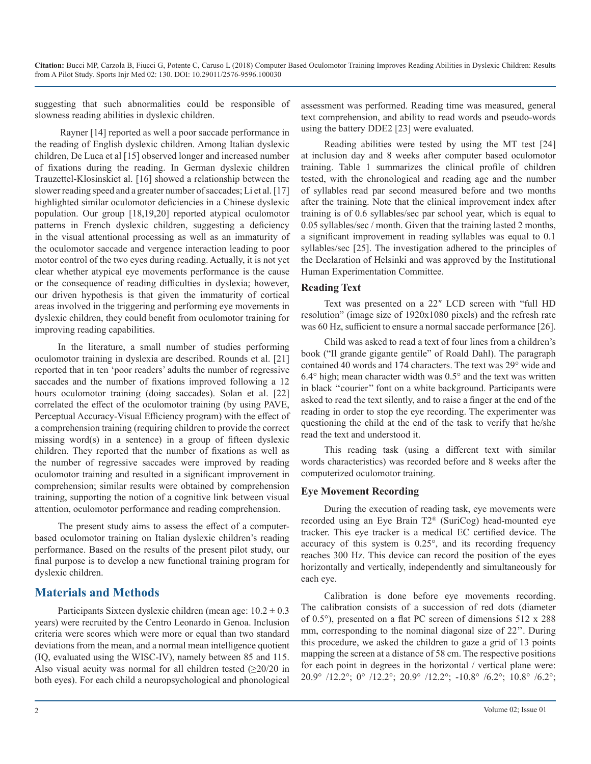suggesting that such abnormalities could be responsible of slowness reading abilities in dyslexic children.

Rayner [14] reported as well a poor saccade performance in the reading of English dyslexic children. Among Italian dyslexic children, De Luca et al [15] observed longer and increased number of fixations during the reading. In German dyslexic children Trauzettel-Klosinskiet al. [16] showed a relationship between the slower reading speed and a greater number of saccades; Li et al. [17] highlighted similar oculomotor deficiencies in a Chinese dyslexic population. Our group [18,19,20] reported atypical oculomotor patterns in French dyslexic children, suggesting a deficiency in the visual attentional processing as well as an immaturity of the oculomotor saccade and vergence interaction leading to poor motor control of the two eyes during reading. Actually, it is not yet clear whether atypical eye movements performance is the cause or the consequence of reading difficulties in dyslexia; however, our driven hypothesis is that given the immaturity of cortical areas involved in the triggering and performing eye movements in dyslexic children, they could benefit from oculomotor training for improving reading capabilities.

In the literature, a small number of studies performing oculomotor training in dyslexia are described. Rounds et al. [21] reported that in ten 'poor readers' adults the number of regressive saccades and the number of fixations improved following a 12 hours oculomotor training (doing saccades). Solan et al. [22] correlated the effect of the oculomotor training (by using PAVE, Perceptual Accuracy-Visual Efficiency program) with the effect of a comprehension training (requiring children to provide the correct missing word(s) in a sentence) in a group of fifteen dyslexic children. They reported that the number of fixations as well as the number of regressive saccades were improved by reading oculomotor training and resulted in a significant improvement in comprehension; similar results were obtained by comprehension training, supporting the notion of a cognitive link between visual attention, oculomotor performance and reading comprehension.

The present study aims to assess the effect of a computer-based oculomotor training on Italian dyslexic children's reading performance. Based on the results of the present pilot study, our final purpose is to develop a new functional training program for dyslexic children.

## Materials and Methods

Participants Sixteen dyslexic children (mean age: 10.2 ± 0.3 years) were recruited by the Centro Leonardo in Genoa. Inclusion criteria were scores which were more or equal than two standard deviations from the mean, and a normal mean intelligence quotient (IQ, evaluated using the WISC-IV), namely between 85 and 115. Also visual acuity was normal for all children tested (≥20/20 in both eyes). For each child a neuropsychological and phonological assessment was performed. Reading time was measured, general text comprehension, and ability to read words and pseudo-words using the battery DDE2 [23] were evaluated.

Reading abilities were tested by using the MT test [24] at inclusion day and 8 weeks after computer based oculomotor training. Table 1 summarizes the clinical profile of children tested, with the chronological and reading age and the number of syllables read par second measured before and two months after the training. Note that the clinical improvement index after training is of 0.6 syllables/sec par school year, which is equal to 0.05 syllables/sec / month. Given that the training lasted 2 months, a significant improvement in reading syllables was equal to 0.1 syllables/sec [25]. The investigation adhered to the principles of the Declaration of Helsinki and was approved by the Institutional Human Experimentation Committee.

### Reading Text

Text was presented on a 22″ LCD screen with "full HD resolution" (image size of 1920x1080 pixels) and the refresh rate was 60 Hz, sufficient to ensure a normal saccade performance [26].

Child was asked to read a text of four lines from a children's book ("Il grande gigante gentile" of Roald Dahl). The paragraph contained 40 words and 174 characters. The text was 29° wide and 6.4° high; mean character width was 0.5° and the text was written in black ''courier'' font on a white background. Participants were asked to read the text silently, and to raise a finger at the end of the reading in order to stop the eye recording. The experimenter was questioning the child at the end of the task to verify that he/she read the text and understood it.

This reading task (using a different text with similar words characteristics) was recorded before and 8 weeks after the computerized oculomotor training.

### Eye Movement Recording

During the execution of reading task, eye movements were recorded using an Eye Brain T2® (SuriCog) head-mounted eye tracker. This eye tracker is a medical EC certified device. The accuracy of this system is 0.25°, and its recording frequency reaches 300 Hz. This device can record the position of the eyes horizontally and vertically, independently and simultaneously for each eye.

Calibration is done before eye movements recording. The calibration consists of a succession of red dots (diameter of 0.5°), presented on a flat PC screen of dimensions 512 x 288 mm, corresponding to the nominal diagonal size of 22''. During this procedure, we asked the children to gaze a grid of 13 points mapping the screen at a distance of 58 cm. The respective positions for each point in degrees in the horizontal / vertical plane were: 20.9° /12.2°; 0° /12.2°; 20.9° /12.2°; -10.8° /6.2°; 10.8° /6.2°;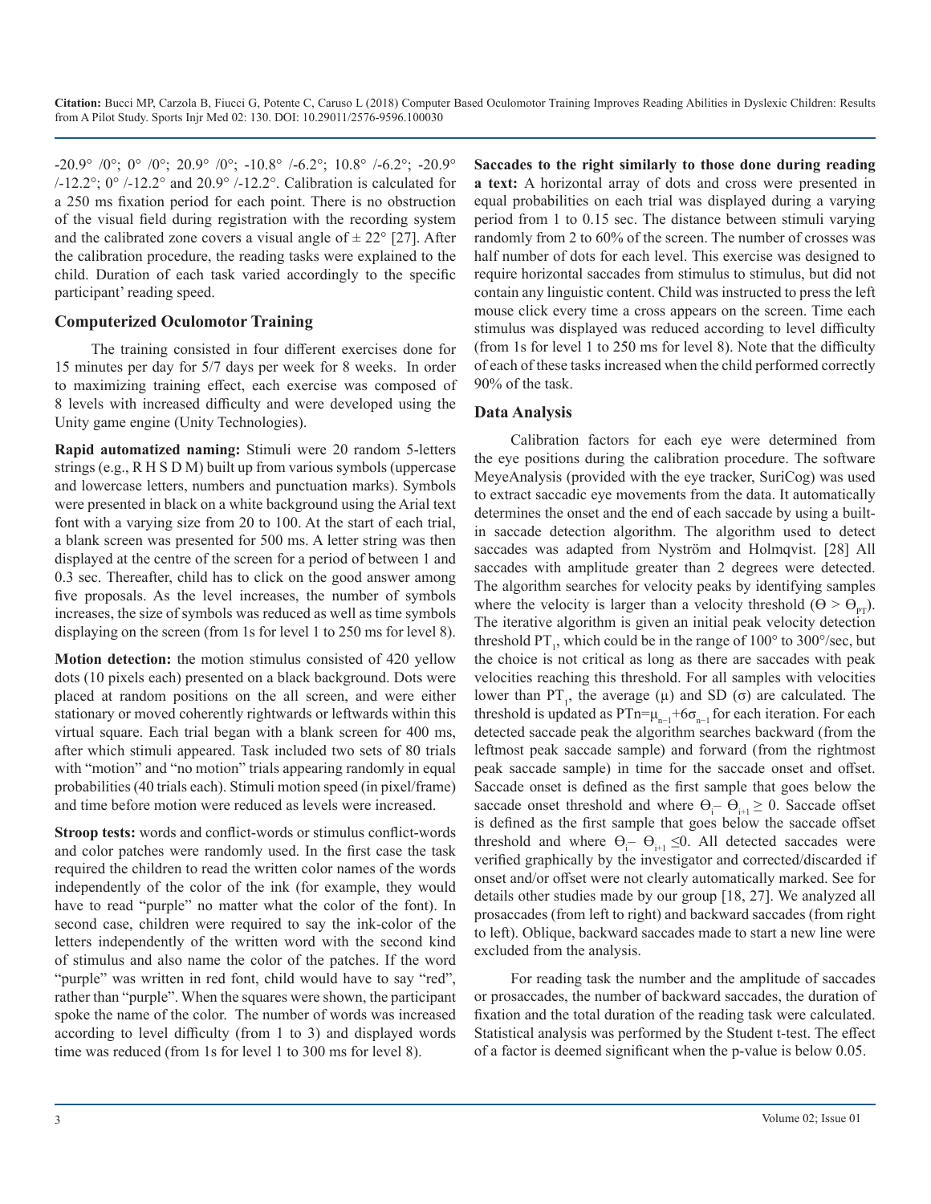-20.9° /0°; 0° /0°; 20.9° /0°; -10.8° /-6.2°; 10.8° /-6.2°; -20.9° /-12.2°; 0° /-12.2° and 20.9° /-12.2°. Calibration is calculated for a 250 ms fixation period for each point. There is no obstruction of the visual field during registration with the recording system and the calibrated zone covers a visual angle of ± 22° [27]. After the calibration procedure, the reading tasks were explained to the child. Duration of each task varied accordingly to the specific participant' reading speed.

## Computerized Oculomotor Training

The training consisted in four different exercises done for 15 minutes per day for 5/7 days per week for 8 weeks. In order to maximizing training effect, each exercise was composed of 8 levels with increased difficulty and were developed using the Unity game engine (Unity Technologies).

**Rapid automatized naming:** Stimuli were 20 random 5-letters strings (e.g., R H S D M) built up from various symbols (uppercase and lowercase letters, numbers and punctuation marks). Symbols were presented in black on a white background using the Arial text font with a varying size from 20 to 100. At the start of each trial, a blank screen was presented for 500 ms. A letter string was then displayed at the centre of the screen for a period of between 1 and 0.3 sec. Thereafter, child has to click on the good answer among five proposals. As the level increases, the number of symbols increases, the size of symbols was reduced as well as time symbols displaying on the screen (from 1s for level 1 to 250 ms for level 8).

**Motion detection:** the motion stimulus consisted of 420 yellow dots (10 pixels each) presented on a black background. Dots were placed at random positions on the all screen, and were either stationary or moved coherently rightwards or leftwards within this virtual square. Each trial began with a blank screen for 400 ms, after which stimuli appeared. Task included two sets of 80 trials with "motion" and "no motion" trials appearing randomly in equal probabilities (40 trials each). Stimuli motion speed (in pixel/frame) and time before motion were reduced as levels were increased.

**Stroop tests:** words and conflict-words or stimulus conflict-words and color patches were randomly used. In the first case the task required the children to read the written color names of the words independently of the color of the ink (for example, they would have to read "purple" no matter what the color of the font). In second case, children were required to say the ink-color of the letters independently of the written word with the second kind of stimulus and also name the color of the patches. If the word "purple" was written in red font, child would have to say "red", rather than "purple". When the squares were shown, the participant spoke the name of the color. The number of words was increased according to level difficulty (from 1 to 3) and displayed words time was reduced (from 1s for level 1 to 300 ms for level 8).

**Saccades to the right similarly to those done during reading a text:** A horizontal array of dots and cross were presented in equal probabilities on each trial was displayed during a varying period from 1 to 0.15 sec. The distance between stimuli varying randomly from 2 to 60% of the screen. The number of crosses was half number of dots for each level. This exercise was designed to require horizontal saccades from stimulus to stimulus, but did not contain any linguistic content. Child was instructed to press the left mouse click every time a cross appears on the screen. Time each stimulus was displayed was reduced according to level difficulty (from 1s for level 1 to 250 ms for level 8). Note that the difficulty of each of these tasks increased when the child performed correctly 90% of the task.

## Data Analysis

Calibration factors for each eye were determined from the eye positions during the calibration procedure. The software MeyeAnalysis (provided with the eye tracker, SuriCog) was used to extract saccadic eye movements from the data. It automatically determines the onset and the end of each saccade by using a built-in saccade detection algorithm. The algorithm used to detect saccades was adapted from Nyström and Holmqvist. [28] All saccades with amplitude greater than 2 degrees were detected. The algorithm searches for velocity peaks by identifying samples where the velocity is larger than a velocity threshold ($\Theta > \Theta_{PT}$). The iterative algorithm is given an initial peak velocity detection threshold $PT_1$, which could be in the range of 100° to 300°/sec, but the choice is not critical as long as there are saccades with peak velocities reaching this threshold. For all samples with velocities lower than $PT_1$, the average (μ) and SD (σ) are calculated. The threshold is updated as $PTn=\mu_{n-1}+6\sigma_{n-1}$ for each iteration. For each detected saccade peak the algorithm searches backward (from the leftmost peak saccade sample) and forward (from the rightmost peak saccade sample) in time for the saccade onset and offset. Saccade onset is defined as the first sample that goes below the saccade onset threshold and where $\Theta_i - \Theta_{i+1} \geq 0$. Saccade offset is defined as the first sample that goes below the saccade offset threshold and where $\Theta_i - \Theta_{i+1} \leq 0$. All detected saccades were verified graphically by the investigator and corrected/discarded if onset and/or offset were not clearly automatically marked. See for details other studies made by our group [18, 27]. We analyzed all prosaccades (from left to right) and backward saccades (from right to left). Oblique, backward saccades made to start a new line were excluded from the analysis.

For reading task the number and the amplitude of saccades or prosaccades, the number of backward saccades, the duration of fixation and the total duration of the reading task were calculated. Statistical analysis was performed by the Student t-test. The effect of a factor is deemed significant when the p-value is below 0.05.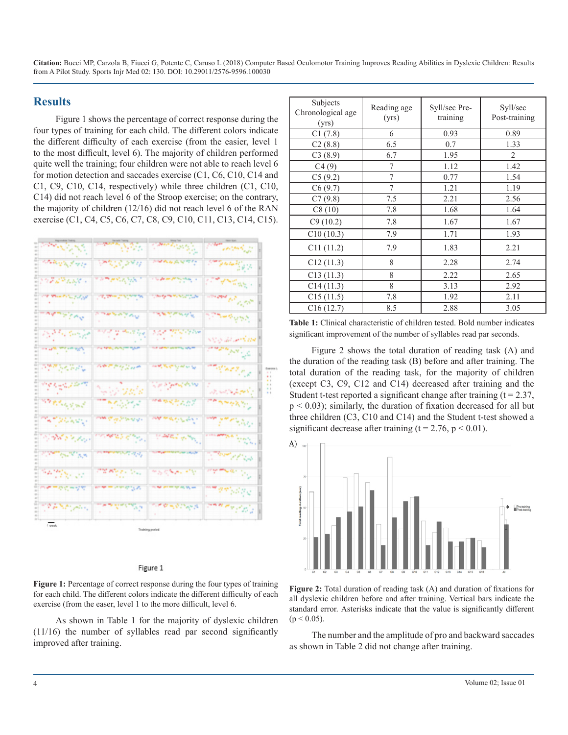Citation: Bucci MP, Carzola B, Fiucci G, Potente C, Caruso L (2018) Computer Based Oculomotor Training Improves Reading Abilities in Dyslexic Children: Results from A Pilot Study. Sports Injr Med 02: 130. DOI: 10.29011/2576-9596.100030

## Results

Figure 1 shows the percentage of correct response during the four types of training for each child. The different colors indicate the different difficulty of each exercise (from the easier, level 1 to the most difficult, level 6). The majority of children performed quite well the training; four children were not able to reach level 6 for motion detection and saccades exercise (C1, C6, C10, C14 and C1, C9, C10, C14, respectively) while three children (C1, C10, C14) did not reach level 6 of the Stroop exercise; on the contrary, the majority of children (12/16) did not reach level 6 of the RAN exercise (C1, C4, C5, C6, C7, C8, C9, C10, C11, C13, C14, C15).

Figure 1

**Figure 1:** Percentage of correct response during the four types of training for each child. The different colors indicate the different difficulty of each exercise (from the easer, level 1 to the more difficult, level 6.

As shown in Table 1 for the majority of dyslexic children (11/16) the number of syllables read par second significantly improved after training.

| Subjects Chronological age (yrs) | Reading age (yrs) | Syll/sec Pre-training | Syll/sec Post-training |
|---|---|---|---|
| C1 (7.8) | 6 | 0.93 | 0.89 |
| C2 (8.8) | 6.5 | 0.7 | 1.33 |
| C3 (8.9) | 6.7 | 1.95 | 2 |
| C4 (9) | 7 | 1.12 | 1.42 |
| C5 (9.2) | 7 | 0.77 | 1.54 |
| C6 (9.7) | 7 | 1.21 | 1.19 |
| C7 (9.8) | 7.5 | 2.21 | 2.56 |
| C8 (10) | 7.8 | 1.68 | 1.64 |
| C9 (10.2) | 7.8 | 1.67 | 1.67 |
| C10 (10.3) | 7.9 | 1.71 | 1.93 |
| C11 (11.2) | 7.9 | 1.83 | 2.21 |
| C12 (11.3) | 8 | 2.28 | 2.74 |
| C13 (11.3) | 8 | 2.22 | 2.65 |
| C14 (11.3) | 8 | 3.13 | 2.92 |
| C15 (11.5) | 7.8 | 1.92 | 2.11 |
| C16 (12.7) | 8.5 | 2.88 | 3.05 |

**Table 1:** Clinical characteristic of children tested. Bold number indicates significant improvement of the number of syllables read par seconds.

Figure 2 shows the total duration of reading task (A) and the duration of the reading task (B) before and after training. The total duration of the reading task, for the majority of children (except C3, C9, C12 and C14) decreased after training and the Student t-test reported a significant change after training ($t = 2.37$, $p < 0.03$); similarly, the duration of fixation decreased for all but three children (C3, C10 and C14) and the Student t-test showed a significant decrease after training ($t = 2.76$, $p < 0.01$).

A)

**Figure 2:** Total duration of reading task (A) and duration of fixations for all dyslexic children before and after training. Vertical bars indicate the standard error. Asterisks indicate that the value is significantly different ($p < 0.05$).

The number and the amplitude of pro and backward saccades as shown in Table 2 did not change after training.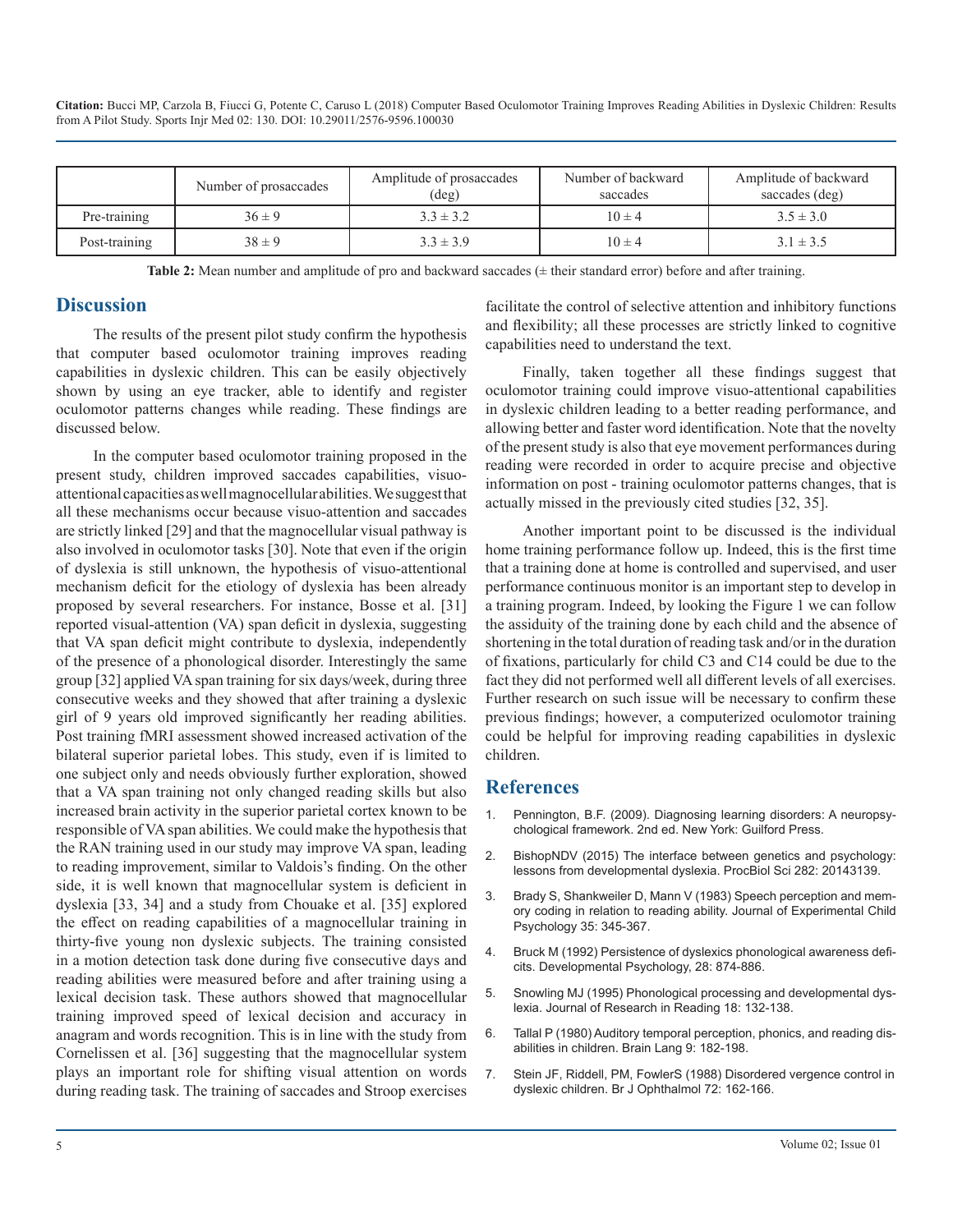| | Number of prosaccades | Amplitude of prosaccades (deg) | Number of backward saccades | Amplitude of backward saccades (deg) |
|---|---|---|---|---|
| Pre-training | 36 ± 9 | 3.3 ± 3.2 | 10 ± 4 | 3.5 ± 3.0 |
| Post-training | 38 ± 9 | 3.3 ± 3.9 | 10 ± 4 | 3.1 ± 3.5 |

**Table 2:** Mean number and amplitude of pro and backward saccades (± their standard error) before and after training.

## Discussion

The results of the present pilot study confirm the hypothesis that computer based oculomotor training improves reading capabilities in dyslexic children. This can be easily objectively shown by using an eye tracker, able to identify and register oculomotor patterns changes while reading. These findings are discussed below.

In the computer based oculomotor training proposed in the present study, children improved saccades capabilities, visuo-attentional capacities as well magnocellular abilities. We suggest that all these mechanisms occur because visuo-attention and saccades are strictly linked [29] and that the magnocellular visual pathway is also involved in oculomotor tasks [30]. Note that even if the origin of dyslexia is still unknown, the hypothesis of visuo-attentional mechanism deficit for the etiology of dyslexia has been already proposed by several researchers. For instance, Bosse et al. [31] reported visual-attention (VA) span deficit in dyslexia, suggesting that VA span deficit might contribute to dyslexia, independently of the presence of a phonological disorder. Interestingly the same group [32] applied VA span training for six days/week, during three consecutive weeks and they showed that after training a dyslexic girl of 9 years old improved significantly her reading abilities. Post training fMRI assessment showed increased activation of the bilateral superior parietal lobes. This study, even if is limited to one subject only and needs obviously further exploration, showed that a VA span training not only changed reading skills but also increased brain activity in the superior parietal cortex known to be responsible of VA span abilities. We could make the hypothesis that the RAN training used in our study may improve VA span, leading to reading improvement, similar to Valdois's finding. On the other side, it is well known that magnocellular system is deficient in dyslexia [33, 34] and a study from Chouake et al. [35] explored the effect on reading capabilities of a magnocellular training in thirty-five young non dyslexic subjects. The training consisted in a motion detection task done during five consecutive days and reading abilities were measured before and after training using a lexical decision task. These authors showed that magnocellular training improved speed of lexical decision and accuracy in anagram and words recognition. This is in line with the study from Cornelissen et al. [36] suggesting that the magnocellular system plays an important role for shifting visual attention on words during reading task. The training of saccades and Stroop exercises facilitate the control of selective attention and inhibitory functions and flexibility; all these processes are strictly linked to cognitive capabilities need to understand the text.

Finally, taken together all these findings suggest that oculomotor training could improve visuo-attentional capabilities in dyslexic children leading to a better reading performance, and allowing better and faster word identification. Note that the novelty of the present study is also that eye movement performances during reading were recorded in order to acquire precise and objective information on post - training oculomotor patterns changes, that is actually missed in the previously cited studies [32, 35].

Another important point to be discussed is the individual home training performance follow up. Indeed, this is the first time that a training done at home is controlled and supervised, and user performance continuous monitor is an important step to develop in a training program. Indeed, by looking the Figure 1 we can follow the assiduity of the training done by each child and the absence of shortening in the total duration of reading task and/or in the duration of fixations, particularly for child C3 and C14 could be due to the fact they did not performed well all different levels of all exercises. Further research on such issue will be necessary to confirm these previous findings; however, a computerized oculomotor training could be helpful for improving reading capabilities in dyslexic children.

## References

1. Pennington, B.F. (2009). Diagnosing learning disorders: A neuropsychological framework. 2nd ed. New York: Guilford Press.
2. BishopNDV (2015) The interface between genetics and psychology: lessons from developmental dyslexia. ProcBiol Sci 282: 20143139.
3. Brady S, Shankweiler D, Mann V (1983) Speech perception and memory coding in relation to reading ability. Journal of Experimental Child Psychology 35: 345-367.
4. Bruck M (1992) Persistence of dyslexics phonological awareness deficits. Developmental Psychology, 28: 874-886.
5. Snowling MJ (1995) Phonological processing and developmental dyslexia. Journal of Research in Reading 18: 132-138.
6. Tallal P (1980) Auditory temporal perception, phonics, and reading disabilities in children. Brain Lang 9: 182-198.
7. Stein JF, Riddell, PM, FowlerS (1988) Disordered vergence control in dyslexic children. Br J Ophthalmol 72: 162-166.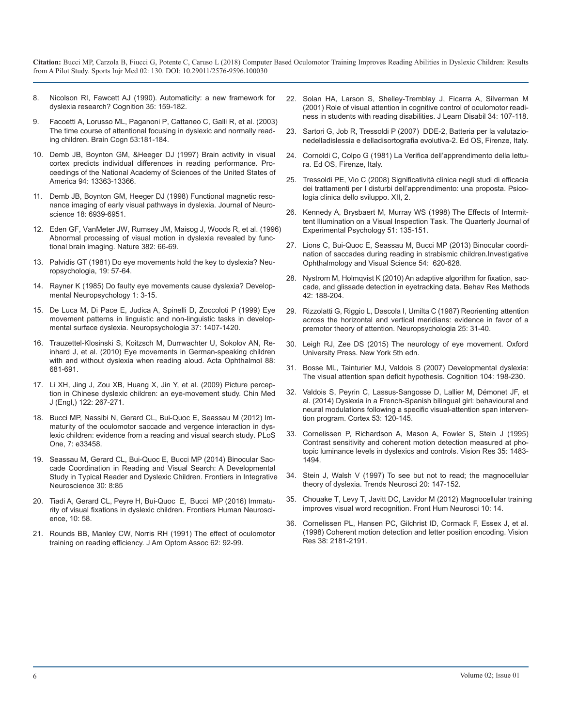8. Nicolson RI, Fawcett AJ (1990). Automaticity: a new framework for dyslexia research? Cognition 35: 159-182.

9. Facoetti A, Lorusso ML, Paganoni P, Cattaneo C, Galli R, et al. (2003) The time course of attentional focusing in dyslexic and normally reading children. Brain Cogn 53:181-184.

10. Demb JB, Boynton GM, &Heeger DJ (1997) Brain activity in visual cortex predicts individual differences in reading performance. Proceedings of the National Academy of Sciences of the United States of America 94: 13363-13366.

11. Demb JB, Boynton GM, Heeger DJ (1998) Functional magnetic resonance imaging of early visual pathways in dyslexia. Journal of Neuroscience 18: 6939-6951.

12. Eden GF, VanMeter JW, Rumsey JM, Maisog J, Woods R, et al. (1996) Abnormal processing of visual motion in dyslexia revealed by functional brain imaging. Nature 382: 66-69.

13. Palvidis GT (1981) Do eye movements hold the key to dyslexia? Neuropsychologia, 19: 57-64.

14. Rayner K (1985) Do faulty eye movements cause dyslexia? Developmental Neuropsychology 1: 3-15.

15. De Luca M, Di Pace E, Judica A, Spinelli D, Zoccoloti P (1999) Eye movement patterns in linguistic and non-linguistic tasks in developmental surface dyslexia. Neuropsychologia 37: 1407-1420.

16. Trauzettel-Klosinski S, Koitzsch M, Durrwachter U, Sokolov AN, Reinhard J, et al. (2010) Eye movements in German-speaking children with and without dyslexia when reading aloud. Acta Ophthalmol 88: 681-691.

17. Li XH, Jing J, Zou XB, Huang X, Jin Y, et al. (2009) Picture perception in Chinese dyslexic children: an eye-movement study. Chin Med J (Engl,) 122: 267-271.

18. Bucci MP, Nassibi N, Gerard CL, Bui-Quoc E, Seassau M (2012) Immaturity of the oculomotor saccade and vergence interaction in dyslexic children: evidence from a reading and visual search study. PLoS One, 7: e33458.

19. Seassau M, Gerard CL, Bui-Quoc E, Bucci MP (2014) Binocular Saccade Coordination in Reading and Visual Search: A Developmental Study in Typical Reader and Dyslexic Children. Frontiers in Integrative Neuroscience 30: 8:85

20. Tiadi A, Gerard CL, Peyre H, Bui-Quoc E, Bucci MP (2016) Immaturity of visual fixations in dyslexic children. Frontiers Human Neuroscience, 10: 58.

21. Rounds BB, Manley CW, Norris RH (1991) The effect of oculomotor training on reading efficiency. J Am Optom Assoc 62: 92-99.

22. Solan HA, Larson S, Shelley-Tremblay J, Ficarra A, Silverman M (2001) Role of visual attention in cognitive control of oculomotor readiness in students with reading disabilities. J Learn Disabil 34: 107-118.

23. Sartori G, Job R, Tressoldi P (2007) DDE-2, Batteria per la valutazionedelladislessia e delladisortografia evolutiva-2. Ed OS, Firenze, Italy.

24. Cornoldi C, Colpo G (1981) La Verifica dell'apprendimento della lettura. Ed OS, Firenze, Italy.

25. Tressoldi PE, Vio C (2008) Significatività clinica negli studi di efficacia dei trattamenti per I disturbi dell'apprendimento: una proposta. Psicologia clinica dello sviluppo. XII, 2.

26. Kennedy A, Brysbaert M, Murray WS (1998) The Effects of Intermittent Illumination on a Visual Inspection Task. The Quarterly Journal of Experimental Psychology 51: 135-151.

27. Lions C, Bui-Quoc E, Seassau M, Bucci MP (2013) Binocular coordination of saccades during reading in strabismic children.Investigative Ophthalmology and Visual Science 54: 620-628.

28. Nystrom M, Holmqvist K (2010) An adaptive algorithm for fixation, saccade, and glissade detection in eyetracking data. Behav Res Methods 42: 188-204.

29. Rizzolatti G, Riggio L, Dascola I, Umilta C (1987) Reorienting attention across the horizontal and vertical meridians: evidence in favor of a premotor theory of attention. Neuropsychologia 25: 31-40.

30. Leigh RJ, Zee DS (2015) The neurology of eye movement. Oxford University Press. New York 5th edn.

31. Bosse ML, Tainturier MJ, Valdois S (2007) Developmental dyslexia: The visual attention span deficit hypothesis. Cognition 104: 198-230.

32. Valdois S, Peyrin C, Lassus-Sangosse D, Lallier M, Démonet JF, et al. (2014) Dyslexia in a French-Spanish bilingual girl: behavioural and neural modulations following a specific visual-attention span intervention program. Cortex 53: 120-145.

33. Cornelissen P, Richardson A, Mason A, Fowler S, Stein J (1995) Contrast sensitivity and coherent motion detection measured at photopic luminance levels in dyslexics and controls. Vision Res 35: 1483-1494.

34. Stein J, Walsh V (1997) To see but not to read; the magnocellular theory of dyslexia. Trends Neurosci 20: 147-152.

35. Chouake T, Levy T, Javitt DC, Lavidor M (2012) Magnocellular training improves visual word recognition. Front Hum Neurosci 10: 14.

36. Cornelissen PL, Hansen PC, Gilchrist ID, Cormack F, Essex J, et al. (1998) Coherent motion detection and letter position encoding. Vision Res 38: 2181-2191.